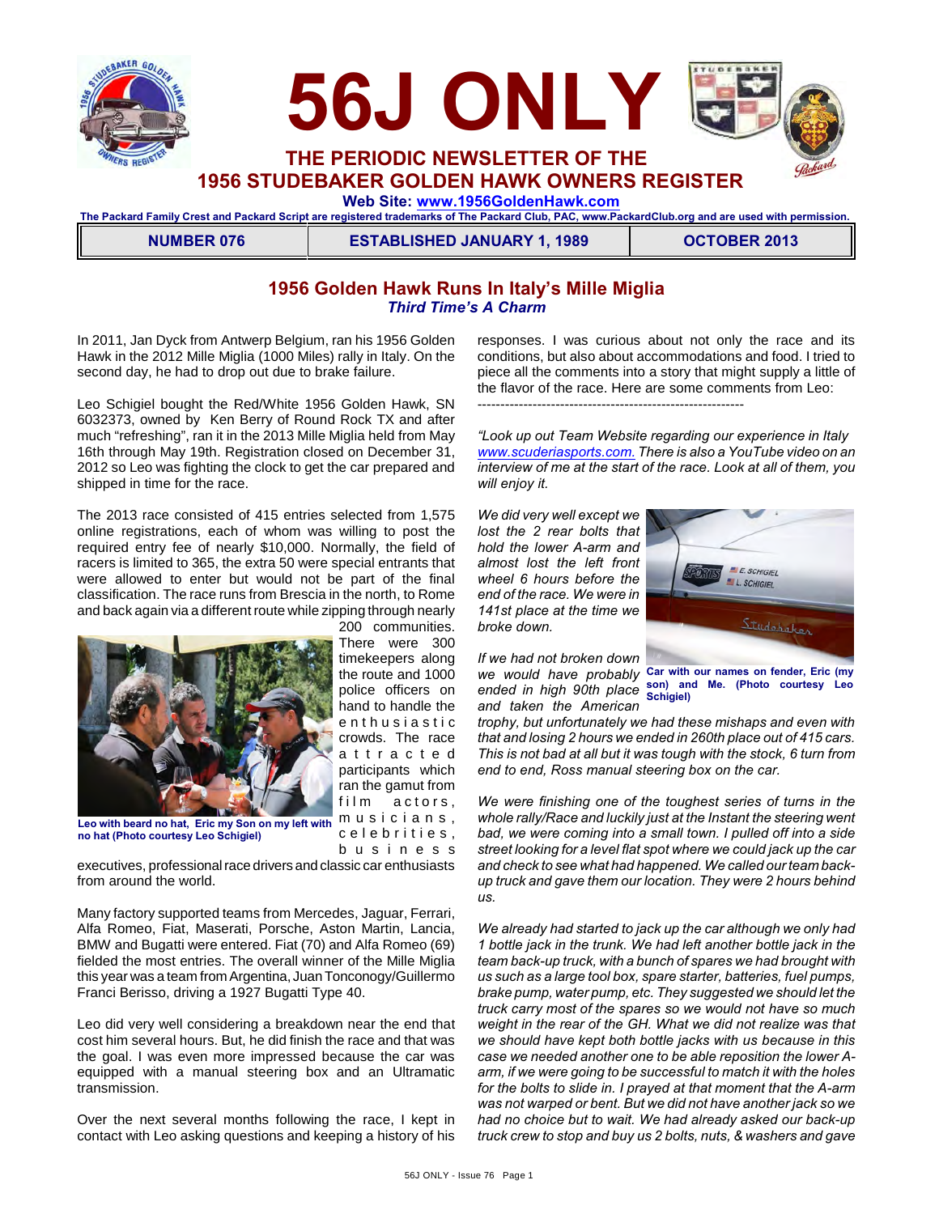# 56J ONLY

## THE PERIODIC NEWSLETTER OF THE 1956 STUDEBAKER GOLDEN HAWK OWNERS REGISTER

**Web Site: www.1956GoldenHawk.com**

The Packard Family Crest and Packard Script are registered trademarks of The Packard Club, PAC, www.PackardClub.org and are used with permission.

| NUMBER 076 | ESTABLISHED JANUARY 1, 1989 | OCTOBER 2013 |
| --- | --- | --- |

## 1956 Golden Hawk Runs In Italy's Mille Miglia

### *Third Time's A Charm*

In 2011, Jan Dyck from Antwerp Belgium, ran his 1956 Golden Hawk in the 2012 Mille Miglia (1000 Miles) rally in Italy. On the second day, he had to drop out due to brake failure.

Leo Schigiel bought the Red/White 1956 Golden Hawk, SN 6032373, owned by Ken Berry of Round Rock TX and after much "refreshing", ran it in the 2013 Mille Miglia held from May 16th through May 19th. Registration closed on December 31, 2012 so Leo was fighting the clock to get the car prepared and shipped in time for the race.

The 2013 race consisted of 415 entries selected from 1,575 online registrations, each of whom was willing to post the required entry fee of nearly $10,000. Normally, the field of racers is limited to 365, the extra 50 were special entrants that were allowed to enter but would not be part of the final classification. The race runs from Brescia in the north, to Rome and back again via a different route while zipping through nearly 200 communities. There were 300 timekeepers along the route and 1000 police officers on hand to handle the enthusiastic crowds. The race attracted participants which ran the gamut from film actors, musicians, celebrities, business executives, professional race drivers and classic car enthusiasts from around the world.

**Leo with beard no hat, Eric my Son on my left with no hat (Photo courtesy Leo Schigiel)**

Many factory supported teams from Mercedes, Jaguar, Ferrari, Alfa Romeo, Fiat, Maserati, Porsche, Aston Martin, Lancia, BMW and Bugatti were entered. Fiat (70) and Alfa Romeo (69) fielded the most entries. The overall winner of the Mille Miglia this year was a team from Argentina, Juan Tonconogy/Guillermo Franci Berisso, driving a 1927 Bugatti Type 40.

Leo did very well considering a breakdown near the end that cost him several hours. But, he did finish the race and that was the goal. I was even more impressed because the car was equipped with a manual steering box and an Ultramatic transmission.

Over the next several months following the race, I kept in contact with Leo asking questions and keeping a history of his responses. I was curious about not only the race and its conditions, but also about accommodations and food. I tried to piece all the comments into a story that might supply a little of the flavor of the race. Here are some comments from Leo:

----------------------------------------------------------

*"Look up out Team Website regarding our experience in Italy www.scuderiasports.com. There is also a YouTube video on an interview of me at the start of the race. Look at all of them, you will enjoy it.*

*We did very well except we lost the 2 rear bolts that hold the lower A-arm and almost lost the left front wheel 6 hours before the end of the race. We were in 141st place at the time we broke down.*

**Car with our names on fender, Eric (my son) and Me. (Photo courtesy Leo Schigiel)**

*If we had not broken down we would have probably ended in high 90th place and taken the American trophy, but unfortunately we had these mishaps and even with that and losing 2 hours we ended in 260th place out of 415 cars. This is not bad at all but it was tough with the stock, 6 turn from end to end, Ross manual steering box on the car.*

*We were finishing one of the toughest series of turns in the whole rally/Race and luckily just at the Instant the steering went bad, we were coming into a small town. I pulled off into a side street looking for a level flat spot where we could jack up the car and check to see what had happened. We called our team back-up truck and gave them our location. They were 2 hours behind us.*

*We already had started to jack up the car although we only had 1 bottle jack in the trunk. We had left another bottle jack in the team back-up truck, with a bunch of spares we had brought with us such as a large tool box, spare starter, batteries, fuel pumps, brake pump, water pump, etc. They suggested we should let the truck carry most of the spares so we would not have so much weight in the rear of the GH. What we did not realize was that we should have kept both bottle jacks with us because in this case we needed another one to be able reposition the lower A-arm, if we were going to be successful to match it with the holes for the bolts to slide in. I prayed at that moment that the A-arm was not warped or bent. But we did not have another jack so we had no choice but to wait. We had already asked our back-up truck crew to stop and buy us 2 bolts, nuts, & washers and gave*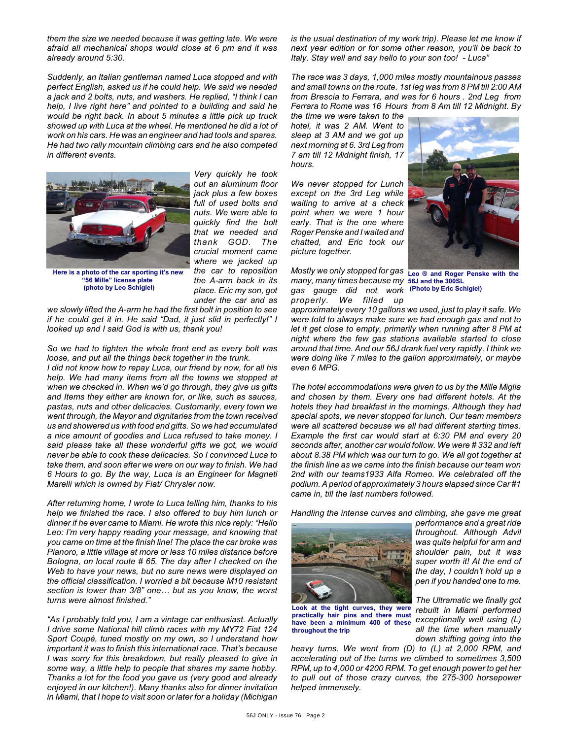*them the size we needed because it was getting late. We were afraid all mechanical shops would close at 6 pm and it was already around 5:30.*

*Suddenly, an Italian gentleman named Luca stopped and with perfect English, asked us if he could help. We said we needed a jack and 2 bolts, nuts, and washers. He replied, "I think I can help, I live right here" and pointed to a building and said he would be right back. In about 5 minutes a little pick up truck showed up with Luca at the wheel. He mentioned he did a lot of work on his cars. He was an engineer and had tools and spares. He had two rally mountain climbing cars and he also competed in different events.*

**Here is a photo of the car sporting it's new "56 Mille" license plate (photo by Leo Schigiel)**

*Very quickly he took out an aluminum floor jack plus a few boxes full of used bolts and nuts. We were able to quickly find the bolt that we needed and thank GOD. The crucial moment came where we jacked up the car to reposition the A-arm back in its place. Eric my son, got under the car and as we slowly lifted the A-arm he had the first bolt in position to see if he could get it in. He said "Dad, it just slid in perfectly!" I looked up and I said God is with us, thank you!*

*So we had to tighten the whole front end as every bolt was loose, and put all the things back together in the trunk.*
*I did not know how to repay Luca, our friend by now, for all his help. We had many items from all the towns we stopped at when we checked in. When we'd go through, they give us gifts and Items they either are known for, or like, such as sauces, pastas, nuts and other delicacies. Customarily, every town we went through, the Mayor and dignitaries from the town received us and showered us with food and gifts. So we had accumulated a nice amount of goodies and Luca refused to take money. I said please take all these wonderful gifts we got, we would never be able to cook these delicacies. So I convinced Luca to take them, and soon after we were on our way to finish. We had 6 Hours to go. By the way, Luca is an Engineer for Magneti Marelli which is owned by Fiat/ Chrysler now.*

*After returning home, I wrote to Luca telling him, thanks to his help we finished the race. I also offered to buy him lunch or dinner if he ever came to Miami. He wrote this nice reply: "Hello Leo: I'm very happy reading your message, and knowing that you came on time at the finish line! The place the car broke was Pianoro, a little village at more or less 10 miles distance before Bologna, on local route # 65. The day after I checked on the Web to have your news, but no sure news were displayed on the official classification. I worried a bit because M10 resistant section is lower than 3/8" one… but as you know, the worst turns were almost finished."*

*"As I probably told you, I am a vintage car enthusiast. Actually I drive some National hill climb races with my MY72 Fiat 124 Sport Coupé, tuned mostly on my own, so I understand how important it was to finish this international race. That's because I was sorry for this breakdown, but really pleased to give in some way, a little help to people that shares my same hobby. Thanks a lot for the food you gave us (very good and already enjoyed in our kitchen!). Many thanks also for dinner invitation in Miami, that I hope to visit soon or later for a holiday (Michigan is the usual destination of my work trip). Please let me know if next year edition or for some other reason, you'll be back to Italy. Stay well and say hello to your son too! - Luca"*

*The race was 3 days, 1,000 miles mostly mountainous passes and small towns on the route. 1st leg was from 8 PM till 2:00 AM from Brescia to Ferrara, and was for 6 hours . 2nd Leg from Ferrara to Rome was 16 Hours from 8 Am till 12 Midnight. By the time we were taken to the hotel, it was 2 AM. Went to sleep at 3 AM and we got up next morning at 6. 3rd Leg from 7 am till 12 Midnight finish, 17 hours.*

*We never stopped for Lunch except on the 3rd Leg while waiting to arrive at a check point when we were 1 hour early. That is the one where Roger Penske and I waited and chatted, and Eric took our picture together.*

**Leo ® and Roger Penske with the 56J and the 300SL (Photo by Eric Schigiel)**

*Mostly we only stopped for gas many, many times because my gas gauge did not work properly. We filled up approximately every 10 gallons we used, just to play it safe. We were told to always make sure we had enough gas and not to let it get close to empty, primarily when running after 8 PM at night where the few gas stations available started to close around that time. And our 56J drank fuel very rapidly. I think we were doing like 7 miles to the gallon approximately, or maybe even 6 MPG.*

*The hotel accommodations were given to us by the Mille Miglia and chosen by them. Every one had different hotels. At the hotels they had breakfast in the mornings. Although they had special spots, we never stopped for lunch. Our team members were all scattered because we all had different starting times. Example the first car would start at 6:30 PM and every 20 seconds after, another car would follow. We were # 332 and left about 8.38 PM which was our turn to go. We all got together at the finish line as we came into the finish because our team won 2nd with our teams1933 Alfa Romeo. We celebrated off the podium. A period of approximately 3 hours elapsed since Car #1 came in, till the last numbers followed.*

*Handling the intense curves and climbing, she gave me great performance and a great ride throughout. Although Advil was quite helpful for arm and shoulder pain, but it was super worth it! At the end of the day, I couldn't hold up a pen if you handed one to me.*

**Look at the tight curves, they were practically hair pins and there must have been a minimum 400 of these throughout the trip**

*The Ultramatic we finally got rebuilt in Miami performed exceptionally well using (L) all the time when manually down shifting going into the heavy turns. We went from (D) to (L) at 2,000 RPM, and accelerating out of the turns we climbed to sometimes 3,500 RPM, up to 4,000 or 4200 RPM. To get enough power to get her to pull out of those crazy curves, the 275-300 horsepower helped immensely.*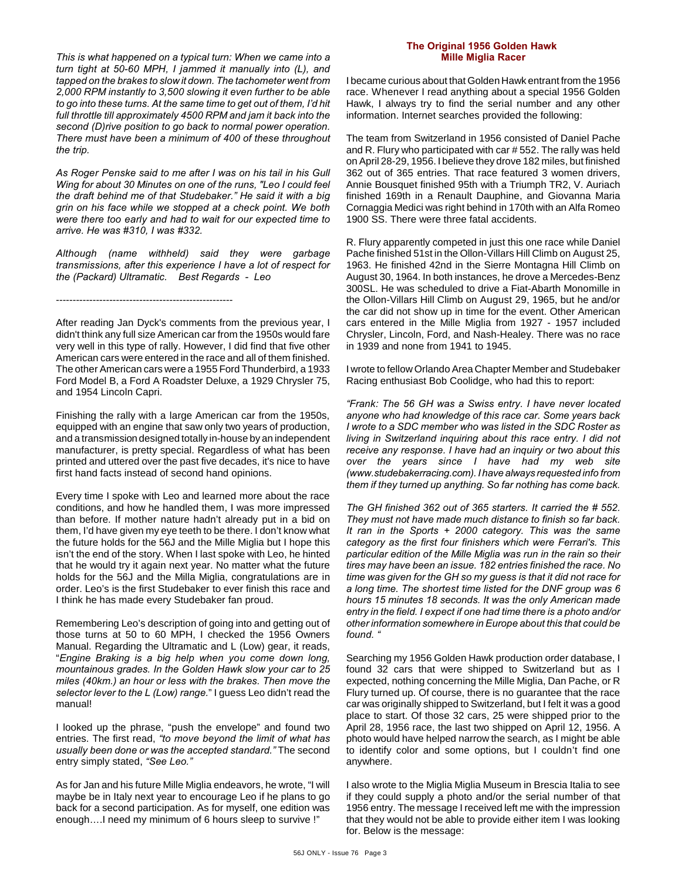*This is what happened on a typical turn: When we came into a turn tight at 50-60 MPH, I jammed it manually into (L), and tapped on the brakes to slow it down. The tachometer went from 2,000 RPM instantly to 3,500 slowing it even further to be able to go into these turns. At the same time to get out of them, I'd hit full throttle till approximately 4500 RPM and jam it back into the second (D)rive position to go back to normal power operation. There must have been a minimum of 400 of these throughout the trip.*

*As Roger Penske said to me after I was on his tail in his Gull Wing for about 30 Minutes on one of the runs, "Leo I could feel the draft behind me of that Studebaker." He said it with a big grin on his face while we stopped at a check point. We both were there too early and had to wait for our expected time to arrive. He was #310, I was #332.*

*Although (name withheld) said they were garbage transmissions, after this experience I have a lot of respect for the (Packard) Ultramatic. Best Regards - Leo*

-----------------------------------------------------

After reading Jan Dyck's comments from the previous year, I didn't think any full size American car from the 1950s would fare very well in this type of rally. However, I did find that five other American cars were entered in the race and all of them finished. The other American cars were a 1955 Ford Thunderbird, a 1933 Ford Model B, a Ford A Roadster Deluxe, a 1929 Chrysler 75, and 1954 Lincoln Capri.

Finishing the rally with a large American car from the 1950s, equipped with an engine that saw only two years of production, and a transmission designed totally in-house by an independent manufacturer, is pretty special. Regardless of what has been printed and uttered over the past five decades, it's nice to have first hand facts instead of second hand opinions.

Every time I spoke with Leo and learned more about the race conditions, and how he handled them, I was more impressed than before. If mother nature hadn't already put in a bid on them, I'd have given my eye teeth to be there. I don't know what the future holds for the 56J and the Mille Miglia but I hope this isn't the end of the story. When I last spoke with Leo, he hinted that he would try it again next year. No matter what the future holds for the 56J and the Milla Miglia, congratulations are in order. Leo's is the first Studebaker to ever finish this race and I think he has made every Studebaker fan proud.

Remembering Leo's description of going into and getting out of those turns at 50 to 60 MPH, I checked the 1956 Owners Manual. Regarding the Ultramatic and L (Low) gear, it reads, "*Engine Braking is a big help when you come down long, mountainous grades. In the Golden Hawk slow your car to 25 miles (40km.) an hour or less with the brakes. Then move the selector lever to the L (Low) range.*" I guess Leo didn't read the manual!

I looked up the phrase, "push the envelope" and found two entries. The first read, *"to move beyond the limit of what has usually been done or was the accepted standard."* The second entry simply stated, *"See Leo."*

As for Jan and his future Mille Miglia endeavors, he wrote, "I will maybe be in Italy next year to encourage Leo if he plans to go back for a second participation. As for myself, one edition was enough….I need my minimum of 6 hours sleep to survive !"

## The Original 1956 Golden Hawk Mille Miglia Racer

I became curious about that Golden Hawk entrant from the 1956 race. Whenever I read anything about a special 1956 Golden Hawk, I always try to find the serial number and any other information. Internet searches provided the following:

The team from Switzerland in 1956 consisted of Daniel Pache and R. Flury who participated with car # 552. The rally was held on April 28-29, 1956. I believe they drove 182 miles, but finished 362 out of 365 entries. That race featured 3 women drivers, Annie Bousquet finished 95th with a Triumph TR2, V. Auriach finished 169th in a Renault Dauphine, and Giovanna Maria Cornaggia Medici was right behind in 170th with an Alfa Romeo 1900 SS. There were three fatal accidents.

R. Flury apparently competed in just this one race while Daniel Pache finished 51st in the Ollon-Villars Hill Climb on August 25, 1963. He finished 42nd in the Sierre Montagna Hill Climb on August 30, 1964. In both instances, he drove a Mercedes-Benz 300SL. He was scheduled to drive a Fiat-Abarth Monomille in the Ollon-Villars Hill Climb on August 29, 1965, but he and/or the car did not show up in time for the event. Other American cars entered in the Mille Miglia from 1927 - 1957 included Chrysler, Lincoln, Ford, and Nash-Healey. There was no race in 1939 and none from 1941 to 1945.

I wrote to fellow Orlando Area Chapter Member and Studebaker Racing enthusiast Bob Coolidge, who had this to report:

*"Frank: The 56 GH was a Swiss entry. I have never located anyone who had knowledge of this race car. Some years back I wrote to a SDC member who was listed in the SDC Roster as living in Switzerland inquiring about this race entry. I did not receive any response. I have had an inquiry or two about this over the years since I have had my web site (www.studebakerracing.com). I have always requested info from them if they turned up anything. So far nothing has come back.*

*The GH finished 362 out of 365 starters. It carried the # 552. They must not have made much distance to finish so far back. It ran in the Sports + 2000 category. This was the same category as the first four finishers which were Ferrari's. This particular edition of the Mille Miglia was run in the rain so their tires may have been an issue. 182 entries finished the race. No time was given for the GH so my guess is that it did not race for a long time. The shortest time listed for the DNF group was 6 hours 15 minutes 18 seconds. It was the only American made entry in the field. I expect if one had time there is a photo and/or other information somewhere in Europe about this that could be found. "*

Searching my 1956 Golden Hawk production order database, I found 32 cars that were shipped to Switzerland but as I expected, nothing concerning the Mille Miglia, Dan Pache, or R Flury turned up. Of course, there is no guarantee that the race car was originally shipped to Switzerland, but I felt it was a good place to start. Of those 32 cars, 25 were shipped prior to the April 28, 1956 race, the last two shipped on April 12, 1956. A photo would have helped narrow the search, as I might be able to identify color and some options, but I couldn't find one anywhere.

I also wrote to the Miglia Miglia Museum in Brescia Italia to see if they could supply a photo and/or the serial number of that 1956 entry. The message I received left me with the impression that they would not be able to provide either item I was looking for. Below is the message: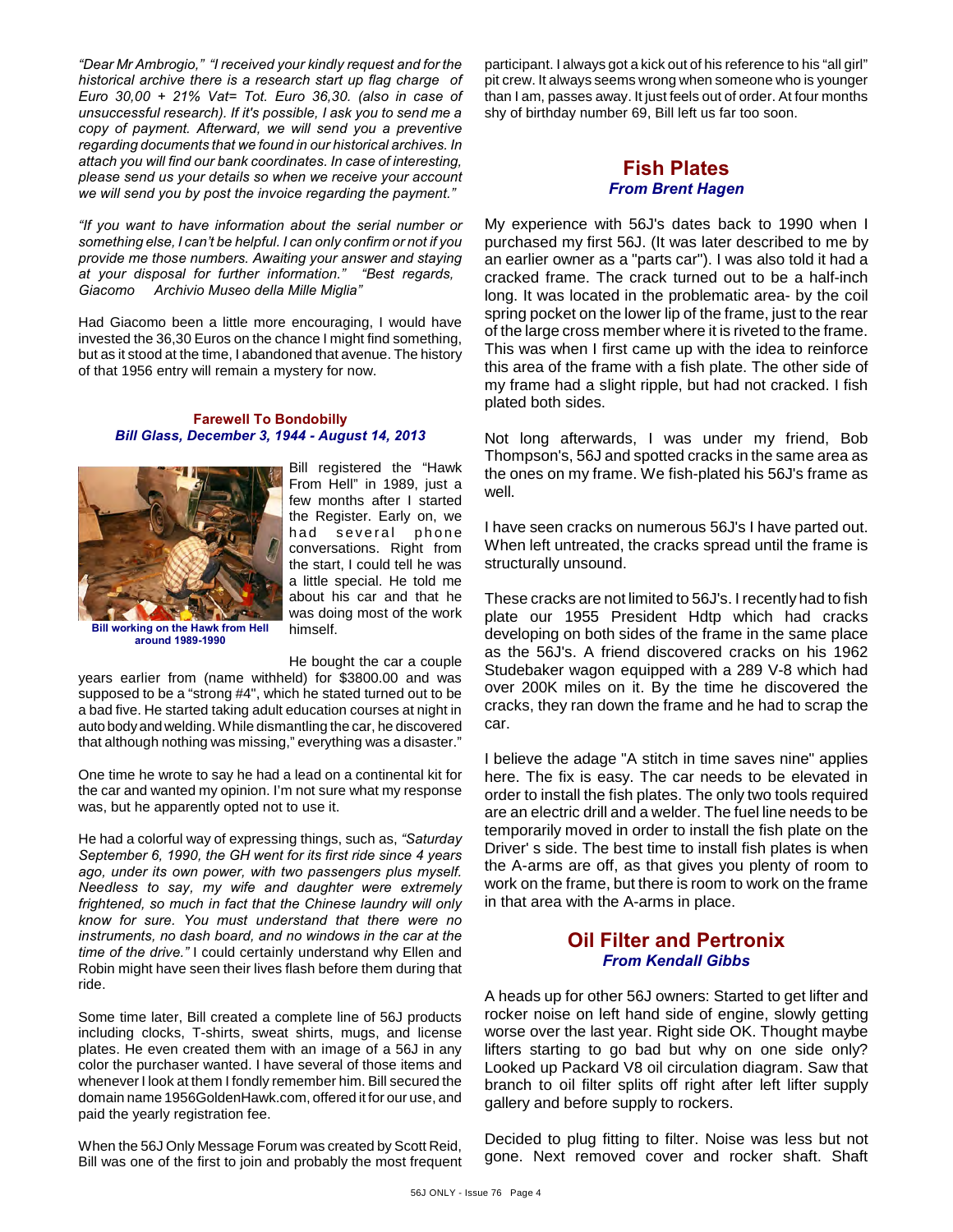*"Dear Mr Ambrogio," "I received your kindly request and for the historical archive there is a research start up flag charge of Euro 30,00 + 21% Vat= Tot. Euro 36,30. (also in case of unsuccessful research). If it's possible, I ask you to send me a copy of payment. Afterward, we will send you a preventive regarding documents that we found in our historical archives. In attach you will find our bank coordinates. In case of interesting, please send us your details so when we receive your account we will send you by post the invoice regarding the payment."*

*"If you want to have information about the serial number or something else, I can't be helpful. I can only confirm or not if you provide me those numbers. Awaiting your answer and staying at your disposal for further information." "Best regards, Giacomo Archivio Museo della Mille Miglia"*

Had Giacomo been a little more encouraging, I would have invested the 36,30 Euros on the chance I might find something, but as it stood at the time, I abandoned that avenue. The history of that 1956 entry will remain a mystery for now.

### Farewell To Bondobilly

***Bill Glass, December 3, 1944 - August 14, 2013***

**Bill working on the Hawk from Hell around 1989-1990**

Bill registered the "Hawk From Hell" in 1989, just a few months after I started the Register. Early on, we had several phone conversations. Right from the start, I could tell he was a little special. He told me about his car and that he was doing most of the work himself.

He bought the car a couple years earlier from (name withheld) for $3800.00 and was supposed to be a "strong #4", which he stated turned out to be a bad five. He started taking adult education courses at night in auto body and welding. While dismantling the car, he discovered that although nothing was missing," everything was a disaster."

One time he wrote to say he had a lead on a continental kit for the car and wanted my opinion. I'm not sure what my response was, but he apparently opted not to use it.

He had a colorful way of expressing things, such as, *"Saturday September 6, 1990, the GH went for its first ride since 4 years ago, under its own power, with two passengers plus myself. Needless to say, my wife and daughter were extremely frightened, so much in fact that the Chinese laundry will only know for sure. You must understand that there were no instruments, no dash board, and no windows in the car at the time of the drive."* I could certainly understand why Ellen and Robin might have seen their lives flash before them during that ride.

Some time later, Bill created a complete line of 56J products including clocks, T-shirts, sweat shirts, mugs, and license plates. He even created them with an image of a 56J in any color the purchaser wanted. I have several of those items and whenever I look at them I fondly remember him. Bill secured the domain name 1956GoldenHawk.com, offered it for our use, and paid the yearly registration fee.

When the 56J Only Message Forum was created by Scott Reid, Bill was one of the first to join and probably the most frequent participant. I always got a kick out of his reference to his "all girl" pit crew. It always seems wrong when someone who is younger than I am, passes away. It just feels out of order. At four months shy of birthday number 69, Bill left us far too soon.

## Fish Plates

***From Brent Hagen***

My experience with 56J's dates back to 1990 when I purchased my first 56J. (It was later described to me by an earlier owner as a "parts car"). I was also told it had a cracked frame. The crack turned out to be a half-inch long. It was located in the problematic area- by the coil spring pocket on the lower lip of the frame, just to the rear of the large cross member where it is riveted to the frame. This was when I first came up with the idea to reinforce this area of the frame with a fish plate. The other side of my frame had a slight ripple, but had not cracked. I fish plated both sides.

Not long afterwards, I was under my friend, Bob Thompson's, 56J and spotted cracks in the same area as the ones on my frame. We fish-plated his 56J's frame as well.

I have seen cracks on numerous 56J's I have parted out. When left untreated, the cracks spread until the frame is structurally unsound.

These cracks are not limited to 56J's. I recently had to fish plate our 1955 President Hdtp which had cracks developing on both sides of the frame in the same place as the 56J's. A friend discovered cracks on his 1962 Studebaker wagon equipped with a 289 V-8 which had over 200K miles on it. By the time he discovered the cracks, they ran down the frame and he had to scrap the car.

I believe the adage "A stitch in time saves nine" applies here. The fix is easy. The car needs to be elevated in order to install the fish plates. The only two tools required are an electric drill and a welder. The fuel line needs to be temporarily moved in order to install the fish plate on the Driver' s side. The best time to install fish plates is when the A-arms are off, as that gives you plenty of room to work on the frame, but there is room to work on the frame in that area with the A-arms in place.

## Oil Filter and Pertronix

***From Kendall Gibbs***

A heads up for other 56J owners: Started to get lifter and rocker noise on left hand side of engine, slowly getting worse over the last year. Right side OK. Thought maybe lifters starting to go bad but why on one side only? Looked up Packard V8 oil circulation diagram. Saw that branch to oil filter splits off right after left lifter supply gallery and before supply to rockers.

Decided to plug fitting to filter. Noise was less but not gone. Next removed cover and rocker shaft. Shaft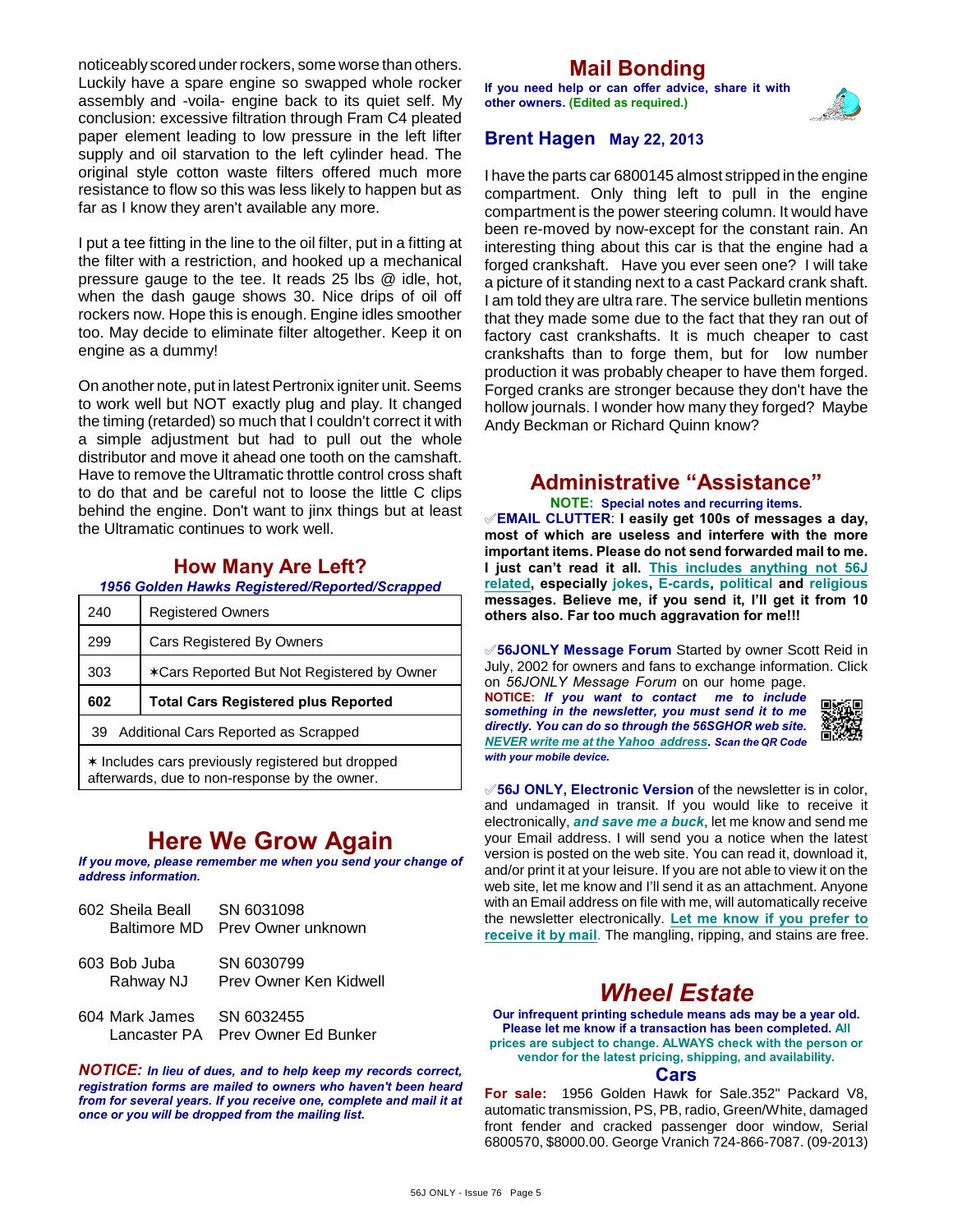noticeably scored under rockers, some worse than others. Luckily have a spare engine so swapped whole rocker assembly and -voila- engine back to its quiet self. My conclusion: excessive filtration through Fram C4 pleated paper element leading to low pressure in the left lifter supply and oil starvation to the left cylinder head. The original style cotton waste filters offered much more resistance to flow so this was less likely to happen but as far as I know they aren't available any more.

I put a tee fitting in the line to the oil filter, put in a fitting at the filter with a restriction, and hooked up a mechanical pressure gauge to the tee. It reads 25 lbs @ idle, hot, when the dash gauge shows 30. Nice drips of oil off rockers now. Hope this is enough. Engine idles smoother too. May decide to eliminate filter altogether. Keep it on engine as a dummy!

On another note, put in latest Pertronix igniter unit. Seems to work well but NOT exactly plug and play. It changed the timing (retarded) so much that I couldn't correct it with a simple adjustment but had to pull out the whole distributor and move it ahead one tooth on the camshaft. Have to remove the Ultramatic throttle control cross shaft to do that and be careful not to loose the little C clips behind the engine. Don't want to jinx things but at least the Ultramatic continues to work well.

## How Many Are Left?

***1956 Golden Hawks Registered/Reported/Scrapped***

| | |
|---|---|
| 240 | Registered Owners |
| 299 | Cars Registered By Owners |
| 303 | ✶Cars Reported But Not Registered by Owner |
| **602** | **Total Cars Registered plus Reported** |
| 39 | Additional Cars Reported as Scrapped |

✶ Includes cars previously registered but dropped afterwards, due to non-response by the owner.

## Here We Grow Again

***If you move, please remember me when you send your change of address information.***

602 Sheila Beall, Baltimore MD — SN 6031098, Prev Owner unknown

603 Bob Juba, Rahway NJ — SN 6030799, Prev Owner Ken Kidwell

604 Mark James, Lancaster PA — SN 6032455, Prev Owner Ed Bunker

***NOTICE:*** ***In lieu of dues, and to help keep my records correct, registration forms are mailed to owners who haven't been heard from for several years. If you receive one, complete and mail it at once or you will be dropped from the mailing list.***

## Mail Bonding

**If you need help or can offer advice, share it with other owners. (Edited as required.)**

### Brent Hagen May 22, 2013

I have the parts car 6800145 almost stripped in the engine compartment. Only thing left to pull in the engine compartment is the power steering column. It would have been re-moved by now-except for the constant rain. An interesting thing about this car is that the engine had a forged crankshaft. Have you ever seen one? I will take a picture of it standing next to a cast Packard crank shaft. I am told they are ultra rare. The service bulletin mentions that they made some due to the fact that they ran out of factory cast crankshafts. It is much cheaper to cast crankshafts than to forge them, but for low number production it was probably cheaper to have them forged. Forged cranks are stronger because they don't have the hollow journals. I wonder how many they forged? Maybe Andy Beckman or Richard Quinn know?

## Administrative "Assistance"

**NOTE: Special notes and recurring items.**

✐**EMAIL CLUTTER**: **I easily get 100s of messages a day, most of which are useless and interfere with the more important items. Please do not send forwarded mail to me. I just can't read it all. This includes anything not 56J related, especially jokes, E-cards, political and religious messages. Believe me, if you send it, I'll get it from 10 others also. Far too much aggravation for me!!!**

✐**56JONLY Message Forum** Started by owner Scott Reid in July, 2002 for owners and fans to exchange information. Click on *56JONLY Message Forum* on our home page.

**NOTICE:** ***If you want to contact me to include something in the newsletter, you must send it to me directly. You can do so through the 56SGHOR web site. NEVER write me at the Yahoo address. Scan the QR Code with your mobile device.***

✐**56J ONLY, Electronic Version** of the newsletter is in color, and undamaged in transit. If you would like to receive it electronically, ***and save me a buck***, let me know and send me your Email address. I will send you a notice when the latest version is posted on the web site. You can read it, download it, and/or print it at your leisure. If you are not able to view it on the web site, let me know and I'll send it as an attachment. Anyone with an Email address on file with me, will automatically receive the newsletter electronically. **Let me know if you prefer to receive it by mail**. The mangling, ripping, and stains are free.

## *Wheel Estate*

**Our infrequent printing schedule means ads may be a year old. Please let me know if a transaction has been completed. All prices are subject to change. ALWAYS check with the person or vendor for the latest pricing, shipping, and availability.**

### Cars

**For sale:** 1956 Golden Hawk for Sale.352" Packard V8, automatic transmission, PS, PB, radio, Green/White, damaged front fender and cracked passenger door window, Serial 6800570, $8000.00. George Vranich 724-866-7087. (09-2013)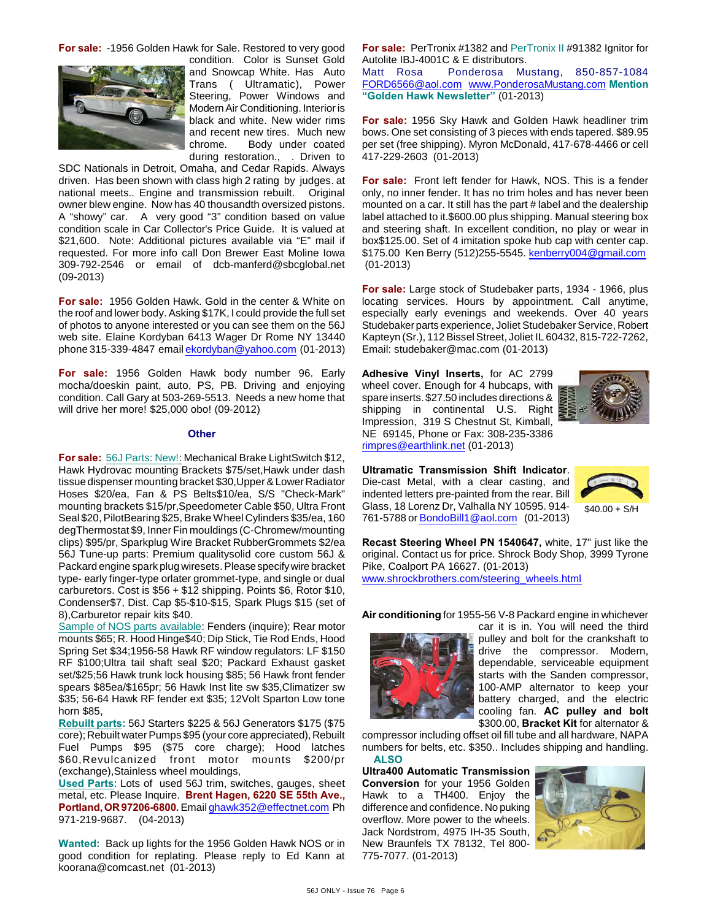**For sale:** -1956 Golden Hawk for Sale. Restored to very good condition. Color is Sunset Gold and Snowcap White. Has Auto Trans ( Ultramatic), Power Steering, Power Windows and Modern Air Conditioning. Interior is black and white. New wider rims and recent new tires. Much new chrome. Body under coated during restoration., . Driven to SDC Nationals in Detroit, Omaha, and Cedar Rapids. Always driven. Has been shown with class high 2 rating by judges. at national meets.. Engine and transmission rebuilt. Original owner blew engine. Now has 40 thousandth oversized pistons. A "showy" car. A very good "3" condition based on value condition scale in Car Collector's Price Guide. It is valued at $21,600. Note: Additional pictures available via "E" mail if requested. For more info call Don Brewer East Moline Iowa 309-792-2546 or email of dcb-manferd@sbcglobal.net (09-2013)

**For sale:** 1956 Golden Hawk. Gold in the center & White on the roof and lower body. Asking $17K, I could provide the full set of photos to anyone interested or you can see them on the 56J web site. Elaine Kordyban 6413 Wager Dr Rome NY 13440 phone 315-339-4847 email ekordyban@yahoo.com (01-2013)

**For sale:** 1956 Golden Hawk body number 96. Early mocha/doeskin paint, auto, PS, PB. Driving and enjoying condition. Call Gary at 503-269-5513. Needs a new home that will drive her more! $25,000 obo! (09-2012)

### Other

**For sale:** 56J Parts: New!: Mechanical Brake LightSwitch $12, Hawk Hydrovac mounting Brackets $75/set,Hawk under dash tissue dispenser mounting bracket $30,Upper & Lower Radiator Hoses $20/ea, Fan & PS Belts$10/ea, S/S "Check-Mark" mounting brackets $15/pr,Speedometer Cable $50, Ultra Front Seal $20, PilotBearing $25, Brake Wheel Cylinders $35/ea, 160 degThermostat $9, Inner Fin mouldings (C-Chromew/mounting clips) $95/pr, Sparkplug Wire Bracket RubberGrommets $2/ea 56J Tune-up parts: Premium qualitysolid core custom 56J & Packard engine spark plug wiresets. Please specify wire bracket type- early finger-type orlater grommet-type, and single or dual carburetors. Cost is $56 + $12 shipping. Points $6, Rotor $10, Condenser$7, Dist. Cap $5-$10-$15, Spark Plugs $15 (set of 8),Carburetor repair kits $40.

Sample of NOS parts available: Fenders (inquire); Rear motor mounts $65; R. Hood Hinge$40; Dip Stick, Tie Rod Ends, Hood Spring Set $34;1956-58 Hawk RF window regulators: LF $150 RF $100;Ultra tail shaft seal $20; Packard Exhaust gasket set/$25;56 Hawk trunk lock housing $85; 56 Hawk front fender spears $85ea/$165pr; 56 Hawk Inst lite sw $35,Climatizer sw $35; 56-64 Hawk RF fender ext $35; 12Volt Sparton Low tone horn $85,

**Rebuilt parts:** 56J Starters $225 & 56J Generators $175 ($75 core); Rebuilt water Pumps $95 (your core appreciated), Rebuilt Fuel Pumps $95 ($75 core charge); Hood latches $60,Revulcanized front motor mounts $200/pr (exchange),Stainless wheel mouldings,

**Used Parts**: Lots of used 56J trim, switches, gauges, sheet metal, etc. Please Inquire. **Brent Hagen, 6220 SE 55th Ave., Portland, OR 97206-6800.** Email ghawk352@effectnet.com Ph 971-219-9687. (04-2013)

**Wanted:** Back up lights for the 1956 Golden Hawk NOS or in good condition for replating. Please reply to Ed Kann at koorana@comcast.net (01-2013)

**For sale:** PerTronix #1382 and PerTronix II #91382 Ignitor for Autolite IBJ-4001C & E distributors.
Matt Rosa Ponderosa Mustang, 850-857-1084 FORD6566@aol.com www.PonderosaMustang.com **Mention "Golden Hawk Newsletter"** (01-2013)

**For sale:** 1956 Sky Hawk and Golden Hawk headliner trim bows. One set consisting of 3 pieces with ends tapered. $89.95 per set (free shipping). Myron McDonald, 417-678-4466 or cell 417-229-2603 (01-2013)

**For sale:** Front left fender for Hawk, NOS. This is a fender only, no inner fender. It has no trim holes and has never been mounted on a car. It still has the part # label and the dealership label attached to it.$600.00 plus shipping. Manual steering box and steering shaft. In excellent condition, no play or wear in box$125.00. Set of 4 imitation spoke hub cap with center cap. $175.00 Ken Berry (512)255-5545. kenberry004@gmail.com (01-2013)

**For sale:** Large stock of Studebaker parts, 1934 - 1966, plus locating services. Hours by appointment. Call anytime, especially early evenings and weekends. Over 40 years Studebaker parts experience, Joliet Studebaker Service, Robert Kapteyn (Sr.), 112 Bissel Street, Joliet IL 60432, 815-722-7262, Email: studebaker@mac.com (01-2013)

**Adhesive Vinyl Inserts,** for AC 2799 wheel cover. Enough for 4 hubcaps, with spare inserts. $27.50 includes directions & shipping in continental U.S. Right Impression, 319 S Chestnut St, Kimball, NE 69145, Phone or Fax: 308-235-3386 rimpres@earthlink.net (01-2013)

**Ultramatic Transmission Shift Indicator.** Die-cast Metal, with a clear casting, and indented letters pre-painted from the rear. Bill Glass, 18 Lorenz Dr, Valhalla NY 10595. 914-761-5788 or BondoBill1@aol.com (01-2013)

$40.00 + S/H

**Recast Steering Wheel PN 1540647,** white, 17" just like the original. Contact us for price. Shrock Body Shop, 3999 Tyrone Pike, Coalport PA 16627. (01-2013)
www.shrockbrothers.com/steering_wheels.html

**Air conditioning** for 1955-56 V-8 Packard engine in whichever car it is in. You will need the third pulley and bolt for the crankshaft to drive the compressor. Modern, dependable, serviceable equipment starts with the Sanden compressor, 100-AMP alternator to keep your battery charged, and the electric cooling fan. **AC pulley and bolt** $300.00, **Bracket Kit** for alternator & compressor including offset oil fill tube and all hardware, NAPA numbers for belts, etc. $350.. Includes shipping and handling.

**ALSO**

**Ultra400 Automatic Transmission Conversion** for your 1956 Golden Hawk to a TH400. Enjoy the difference and confidence. No puking overflow. More power to the wheels. Jack Nordstrom, 4975 IH-35 South, New Braunfels TX 78132, Tel 800-775-7077. (01-2013)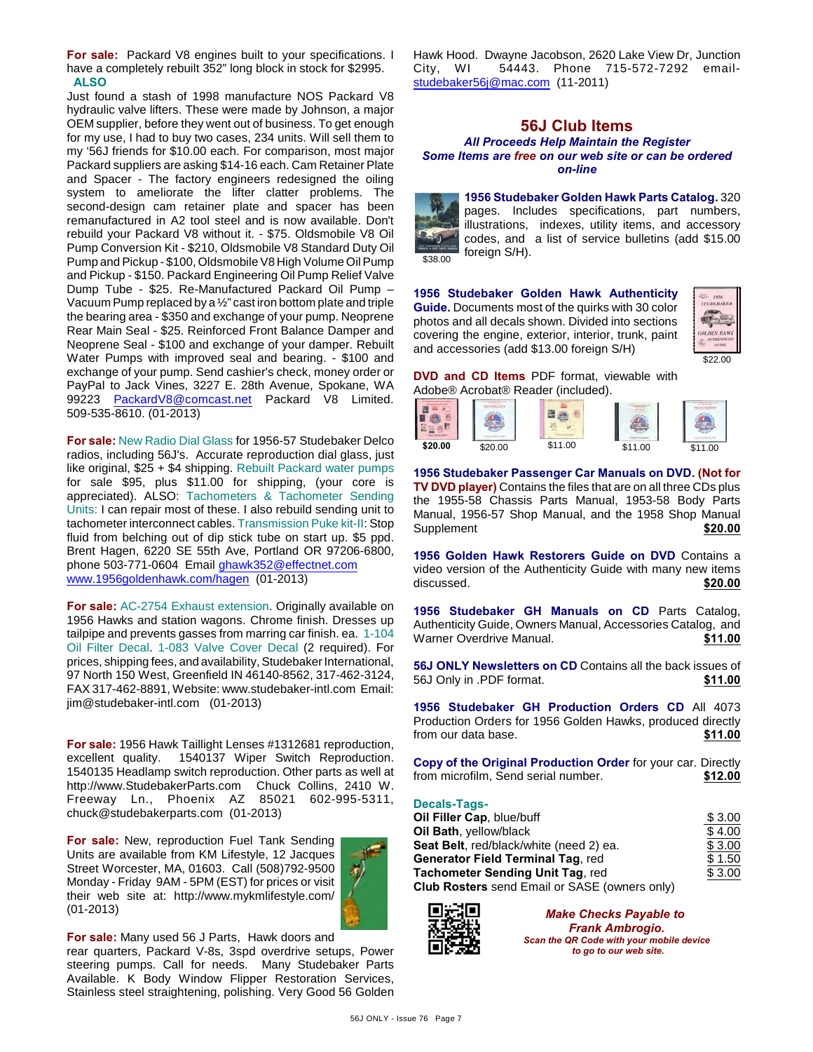**For sale:** Packard V8 engines built to your specifications. I have a completely rebuilt 352" long block in stock for $2995.

**ALSO**

Just found a stash of 1998 manufacture NOS Packard V8 hydraulic valve lifters. These were made by Johnson, a major OEM supplier, before they went out of business. To get enough for my use, I had to buy two cases, 234 units. Will sell them to my '56J friends for $10.00 each. For comparison, most major Packard suppliers are asking $14-16 each. Cam Retainer Plate and Spacer - The factory engineers redesigned the oiling system to ameliorate the lifter clatter problems. The second-design cam retainer plate and spacer has been remanufactured in A2 tool steel and is now available. Don't rebuild your Packard V8 without it. - $75. Oldsmobile V8 Oil Pump Conversion Kit - $210, Oldsmobile V8 Standard Duty Oil Pump and Pickup - $100, Oldsmobile V8 High Volume Oil Pump and Pickup - $150. Packard Engineering Oil Pump Relief Valve Dump Tube - $25. Re-Manufactured Packard Oil Pump – Vacuum Pump replaced by a ½" cast iron bottom plate and triple the bearing area - $350 and exchange of your pump. Neoprene Rear Main Seal - $25. Reinforced Front Balance Damper and Neoprene Seal - $100 and exchange of your damper. Rebuilt Water Pumps with improved seal and bearing. - $100 and exchange of your pump. Send cashier's check, money order or PayPal to Jack Vines, 3227 E. 28th Avenue, Spokane, WA 99223 PackardV8@comcast.net Packard V8 Limited. 509-535-8610. (01-2013)

**For sale:** New Radio Dial Glass for 1956-57 Studebaker Delco radios, including 56J's. Accurate reproduction dial glass, just like original, $25 + $4 shipping. Rebuilt Packard water pumps for sale $95, plus $11.00 for shipping, (your core is appreciated). ALSO: Tachometers & Tachometer Sending Units: I can repair most of these. I also rebuild sending unit to tachometer interconnect cables. Transmission Puke kit-II: Stop fluid from belching out of dip stick tube on start up. $5 ppd. Brent Hagen, 6220 SE 55th Ave, Portland OR 97206-6800, phone 503-771-0604 Email ghawk352@effectnet.com www.1956goldenhawk.com/hagen (01-2013)

**For sale:** AC-2754 Exhaust extension. Originally available on 1956 Hawks and station wagons. Chrome finish. Dresses up tailpipe and prevents gasses from marring car finish. ea. 1-104 Oil Filter Decal. 1-083 Valve Cover Decal (2 required). For prices, shipping fees, and availability, Studebaker International, 97 North 150 West, Greenfield IN 46140-8562, 317-462-3124, FAX 317-462-8891, Website: www.studebaker-intl.com Email: jim@studebaker-intl.com (01-2013)

**For sale:** 1956 Hawk Taillight Lenses #1312681 reproduction, excellent quality. 1540137 Wiper Switch Reproduction. 1540135 Headlamp switch reproduction. Other parts as well at http://www.StudebakerParts.com Chuck Collins, 2410 W. Freeway Ln., Phoenix AZ 85021 602-995-5311, chuck@studebakerparts.com (01-2013)

**For sale:** New, reproduction Fuel Tank Sending Units are available from KM Lifestyle, 12 Jacques Street Worcester, MA, 01603. Call (508)792-9500 Monday - Friday 9AM - 5PM (EST) for prices or visit their web site at: http://www.mykmlifestyle.com/ (01-2013)

**For sale:** Many used 56 J Parts, Hawk doors and rear quarters, Packard V-8s, 3spd overdrive setups, Power steering pumps. Call for needs. Many Studebaker Parts Available. K Body Window Flipper Restoration Services, Stainless steel straightening, polishing. Very Good 56 Golden Hawk Hood. Dwayne Jacobson, 2620 Lake View Dr, Junction City, WI 54443. Phone 715-572-7292 email- studebaker56j@mac.com (11-2011)

## 56J Club Items

***All Proceeds Help Maintain the Register***
***Some Items are free on our web site or can be ordered on-line***

**1956 Studebaker Golden Hawk Parts Catalog.** 320 pages. Includes specifications, part numbers, illustrations, indexes, utility items, and accessory codes, and a list of service bulletins (add $15.00 foreign S/H).
$38.00

**1956 Studebaker Golden Hawk Authenticity Guide.** Documents most of the quirks with 30 color photos and all decals shown. Divided into sections covering the engine, exterior, interior, trunk, paint and accessories (add $13.00 foreign S/H)
$22.00

**DVD and CD Items** PDF format, viewable with Adobe® Acrobat® Reader (included).

**$20.00** $20.00 $11.00 $11.00 $11.00

**1956 Studebaker Passenger Car Manuals on DVD. (Not for TV DVD player)** Contains the files that are on all three CDs plus the 1955-58 Chassis Parts Manual, 1953-58 Body Parts Manual, 1956-57 Shop Manual, and the 1958 Shop Manual Supplement **$20.00**

**1956 Golden Hawk Restorers Guide on DVD** Contains a video version of the Authenticity Guide with many new items discussed. **$20.00**

**1956 Studebaker GH Manuals on CD** Parts Catalog, Authenticity Guide, Owners Manual, Accessories Catalog, and Warner Overdrive Manual. **$11.00**

**56J ONLY Newsletters on CD** Contains all the back issues of 56J Only in .PDF format. **$11.00**

**1956 Studebaker GH Production Orders CD** All 4073 Production Orders for 1956 Golden Hawks, produced directly from our data base. **$11.00**

**Copy of the Original Production Order** for your car. Directly from microfilm, Send serial number. **$12.00**

**Decals-Tags-**

| | |
|---|---|
| **Oil Filler Cap**, blue/buff | $ 3.00 |
| **Oil Bath**, yellow/black | $ 4.00 |
| **Seat Belt**, red/black/white (need 2) ea. | $ 3.00 |
| **Generator Field Terminal Tag**, red | $ 1.50 |
| **Tachometer Sending Unit Tag**, red | $ 3.00 |
| **Club Rosters** send Email or SASE (owners only) | |

***Make Checks Payable to Frank Ambrogio.***
***Scan the QR Code with your mobile device to go to our web site.***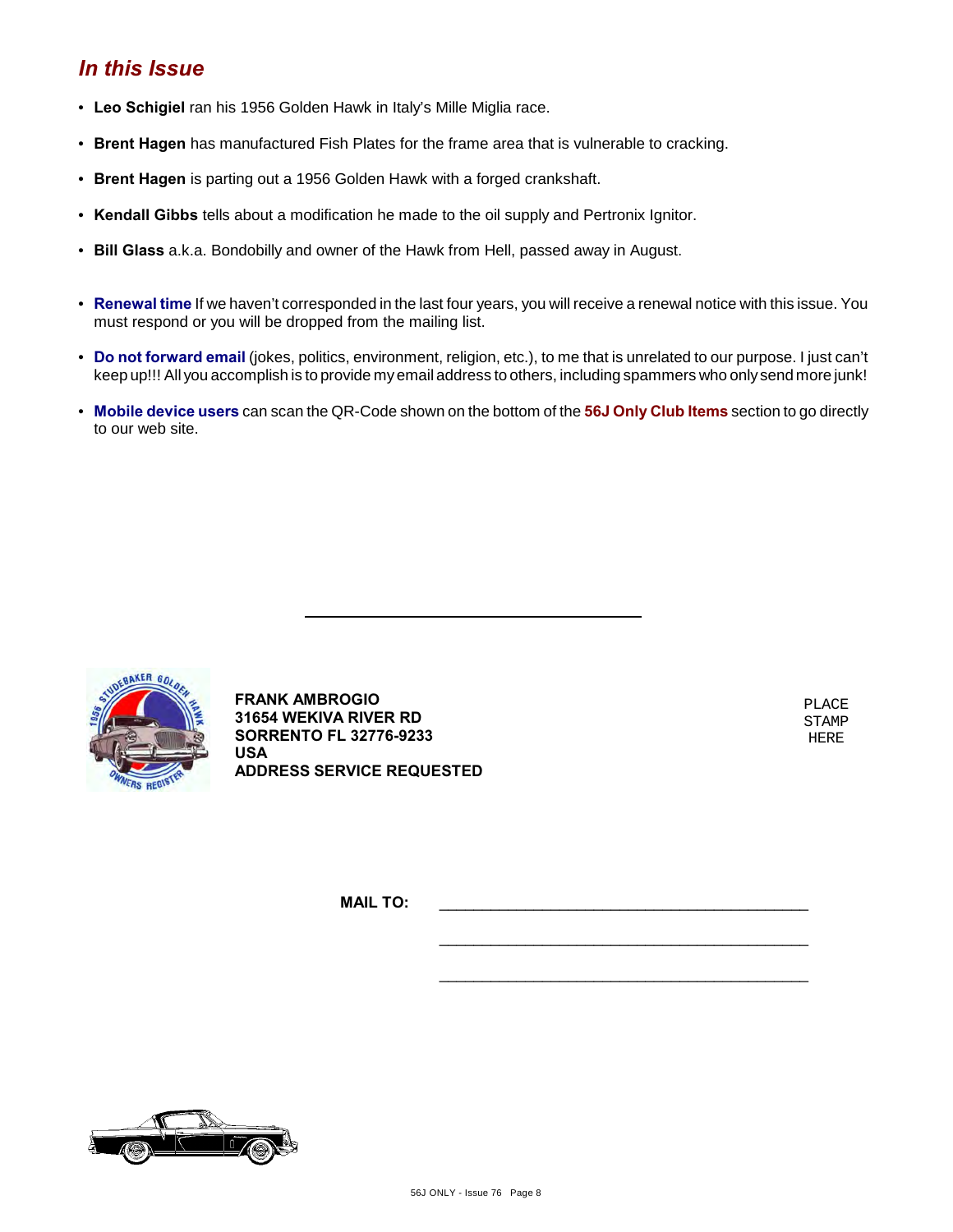## *In this Issue*

- **Leo Schigiel** ran his 1956 Golden Hawk in Italy's Mille Miglia race.
- **Brent Hagen** has manufactured Fish Plates for the frame area that is vulnerable to cracking.
- **Brent Hagen** is parting out a 1956 Golden Hawk with a forged crankshaft.
- **Kendall Gibbs** tells about a modification he made to the oil supply and Pertronix Ignitor.
- **Bill Glass** a.k.a. Bondobilly and owner of the Hawk from Hell, passed away in August.

- **Renewal time** If we haven't corresponded in the last four years, you will receive a renewal notice with this issue. You must respond or you will be dropped from the mailing list.
- **Do not forward email** (jokes, politics, environment, religion, etc.), to me that is unrelated to our purpose. I just can't keep up!!! All you accomplish is to provide my email address to others, including spammers who only send more junk!
- **Mobile device users** can scan the QR-Code shown on the bottom of the **56J Only Club Items** section to go directly to our web site.

---

**FRANK AMBROGIO**
**31654 WEKIVA RIVER RD**
**SORRENTO FL 32776-9233**
**USA**
**ADDRESS SERVICE REQUESTED**

PLACE
STAMP
HERE

**MAIL TO:** ____________________________________________

____________________________________________

____________________________________________